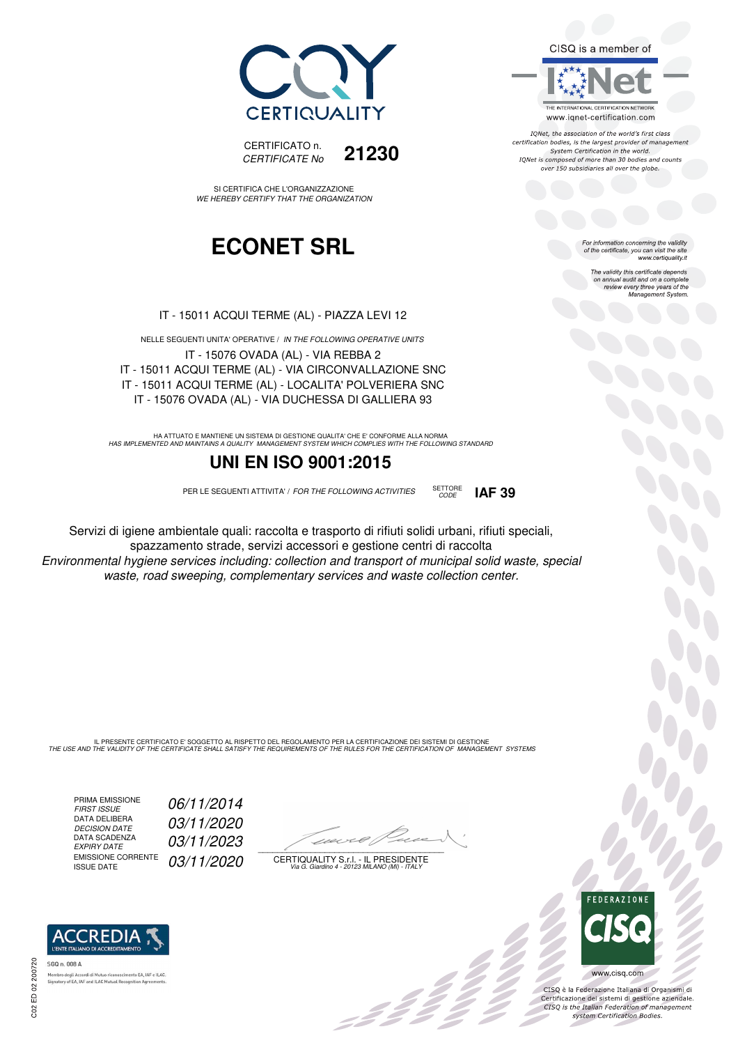CERTIQUALITY

CERTIFICATO n.
*CERTIFICATE No* **21230**

SI CERTIFICA CHE L'ORGANIZZAZIONE
*WE HEREBY CERTIFY THAT THE ORGANIZATION*

# ECONET SRL

IT - 15011 ACQUI TERME (AL) - PIAZZA LEVI 12

NELLE SEGUENTI UNITA' OPERATIVE / *IN THE FOLLOWING OPERATIVE UNITS*

IT - 15076 OVADA (AL) - VIA REBBA 2
IT - 15011 ACQUI TERME (AL) - VIA CIRCONVALLAZIONE SNC
IT - 15011 ACQUI TERME (AL) - LOCALITA' POLVERIERA SNC
IT - 15076 OVADA (AL) - VIA DUCHESSA DI GALLIERA 93

HA ATTUATO E MANTIENE UN SISTEMA DI GESTIONE QUALITA' CHE E' CONFORME ALLA NORMA
*HAS IMPLEMENTED AND MAINTAINS A QUALITY MANAGEMENT SYSTEM WHICH COMPLIES WITH THE FOLLOWING STANDARD*

## UNI EN ISO 9001:2015

PER LE SEGUENTI ATTIVITA' / *FOR THE FOLLOWING ACTIVITIES* SETTORE *CODE* **IAF 39**

Servizi di igiene ambientale quali: raccolta e trasporto di rifiuti solidi urbani, rifiuti speciali, spazzamento strade, servizi accessori e gestione centri di raccolta
*Environmental hygiene services including: collection and transport of municipal solid waste, special waste, road sweeping, complementary services and waste collection center.*

IL PRESENTE CERTIFICATO E' SOGGETTO AL RISPETTO DEL REGOLAMENTO PER LA CERTIFICAZIONE DEI SISTEMI DI GESTIONE
*THE USE AND THE VALIDITY OF THE CERTIFICATE SHALL SATISFY THE REQUIREMENTS OF THE RULES FOR THE CERTIFICATION OF MANAGEMENT SYSTEMS*

PRIMA EMISSIONE *FIRST ISSUE* *06/11/2014*
DATA DELIBERA *DECISION DATE* *03/11/2020*
DATA SCADENZA *EXPIRY DATE* *03/11/2023*
EMISSIONE CORRENTE *ISSUE DATE* *03/11/2020*

CERTIQUALITY S.r.l. - IL PRESIDENTE
*Via G. Giardino 4 - 20123 MILANO (MI) - ITALY*

CISQ is a member of IQNet
THE INTERNATIONAL CERTIFICATION NETWORK
www.iqnet-certification.com

*IQNet, the association of the world's first class certification bodies, is the largest provider of management System Certification in the world. IQNet is composed of more than 30 bodies and counts over 150 subsidiaries all over the globe.*

*For information concerning the validity of the certificate, you can visit the site www.certiquality.it*

*The validity this certificate depends on annual audit and on a complete review every three years of the Management System.*

ACCREDIA L'ENTE ITALIANO DI ACCREDITAMENTO
SGQ n. 008 A
Membro degli Accordi di Mutuo riconoscimento EA, IAF e ILAC.
Signatory of EA, IAF and ILAC Mutual Recognition Agreements.

FEDERAZIONE CISQ
www.cisq.com

CISQ è la Federazione Italiana di Organismi di Certificazione dei sistemi di gestione aziendale.
*CISQ is the Italian Federation of management system Certification Bodies.*

C02 ED 02 200720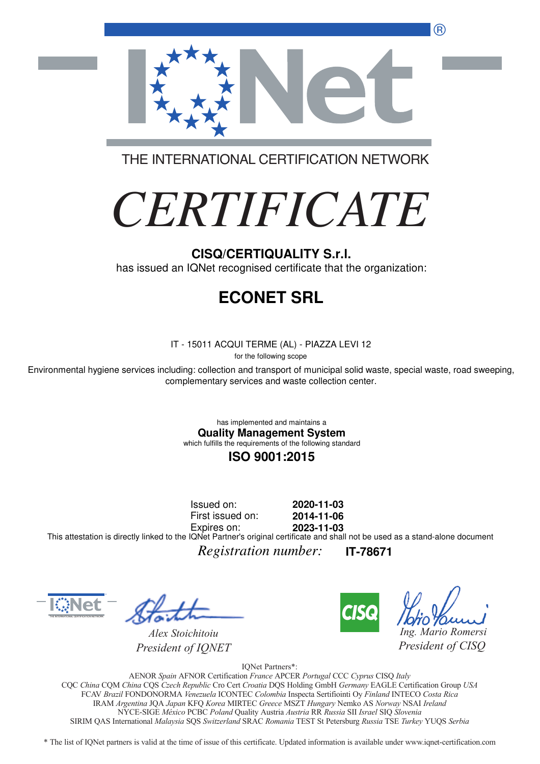THE INTERNATIONAL CERTIFICATION NETWORK

# *CERTIFICATE*

**CISQ/CERTIQUALITY S.r.l.**

has issued an IQNet recognised certificate that the organization:

## ECONET SRL

IT - 15011 ACQUI TERME (AL) - PIAZZA LEVI 12

for the following scope

Environmental hygiene services including: collection and transport of municipal solid waste, special waste, road sweeping, complementary services and waste collection center.

has implemented and maintains a

**Quality Management System**

which fulfills the requirements of the following standard

**ISO 9001:2015**

| | |
|---|---|
| Issued on: | **2020-11-03** |
| First issued on: | **2014-11-06** |
| Expires on: | **2023-11-03** |

This attestation is directly linked to the IQNet Partner's original certificate and shall not be used as a stand-alone document

*Registration number:* **IT-78671**

*Alex Stoichitoiu*
*President of IQNET*

*Ing. Mario Romersi*
*President of CISQ*

IQNet Partners*:

AENOR *Spain* AFNOR Certification *France* APCER *Portugal* CCC *Cyprus* CISQ *Italy*
CQC *China* CQM *China* CQS *Czech Republic* Cro Cert *Croatia* DQS Holding GmbH *Germany* EAGLE Certification Group *USA*
FCAV *Brazil* FONDONORMA *Venezuela* ICONTEC *Colombia* Inspecta Sertifiointi Oy *Finland* INTECO *Costa Rica*
IRAM *Argentina* JQA *Japan* KFQ *Korea* MIRTEC *Greece* MSZT *Hungary* Nemko AS *Norway* NSAI *Ireland*
NYCE-SIGE *México* PCBC *Poland* Quality Austria *Austria* RR *Russia* SII *Israel* SIQ *Slovenia*
SIRIM QAS International *Malaysia* SQS *Switzerland* SRAC *Romania* TEST St Petersburg *Russia* TSE *Turkey* YUQS *Serbia*

* The list of IQNet partners is valid at the time of issue of this certificate. Updated information is available under www.iqnet-certification.com